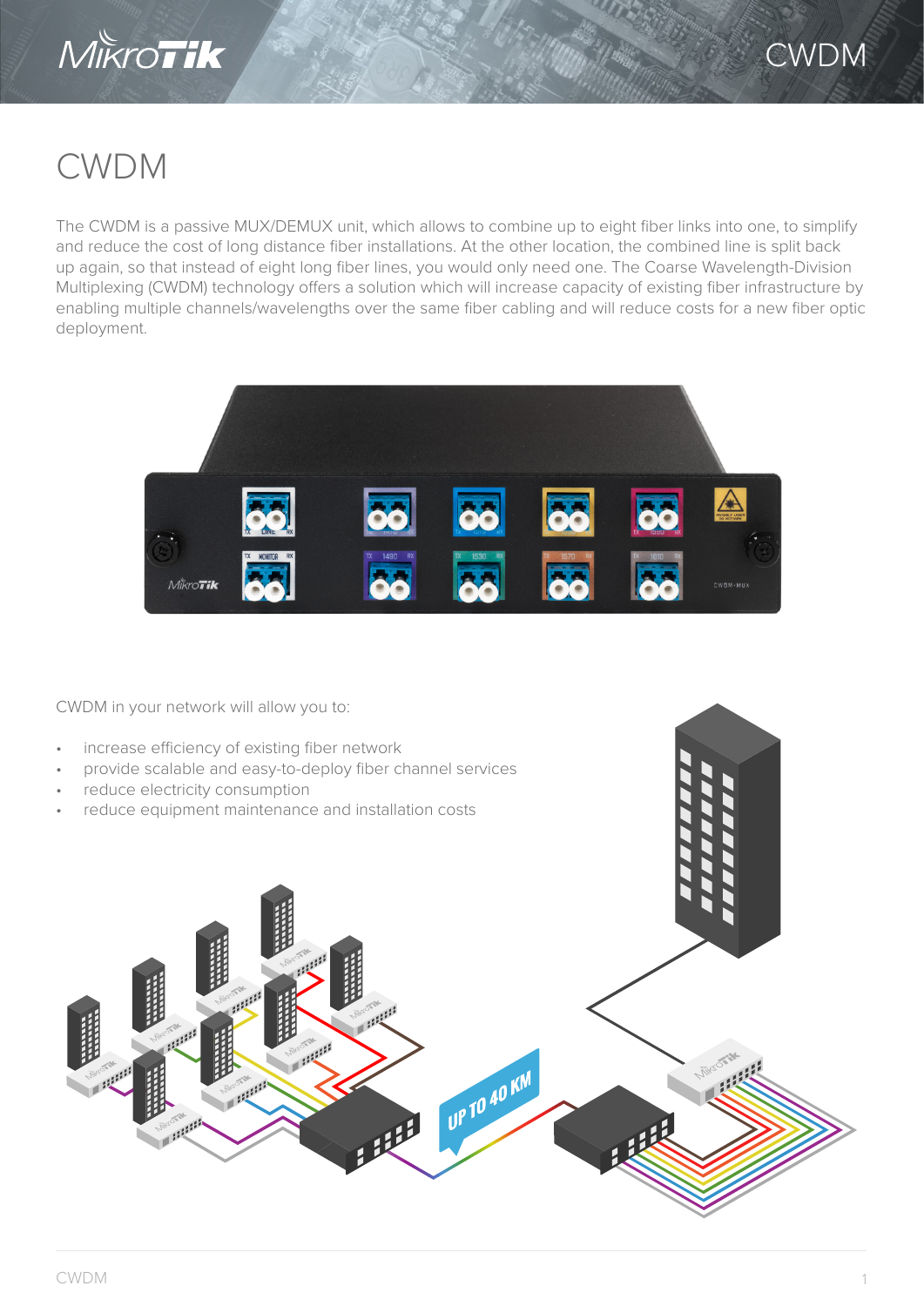# CWDM

The CWDM is a passive MUX/DEMUX unit, which allows to combine up to eight fiber links into one, to simplify and reduce the cost of long distance fiber installations. At the other location, the combined line is split back up again, so that instead of eight long fiber lines, you would only need one. The Coarse Wavelength-Division Multiplexing (CWDM) technology offers a solution which will increase capacity of existing fiber infrastructure by enabling multiple channels/wavelengths over the same fiber cabling and will reduce costs for a new fiber optic deployment.

CWDM in your network will allow you to:

- increase efficiency of existing fiber network
- provide scalable and easy-to-deploy fiber channel services
- reduce electricity consumption
- reduce equipment maintenance and installation costs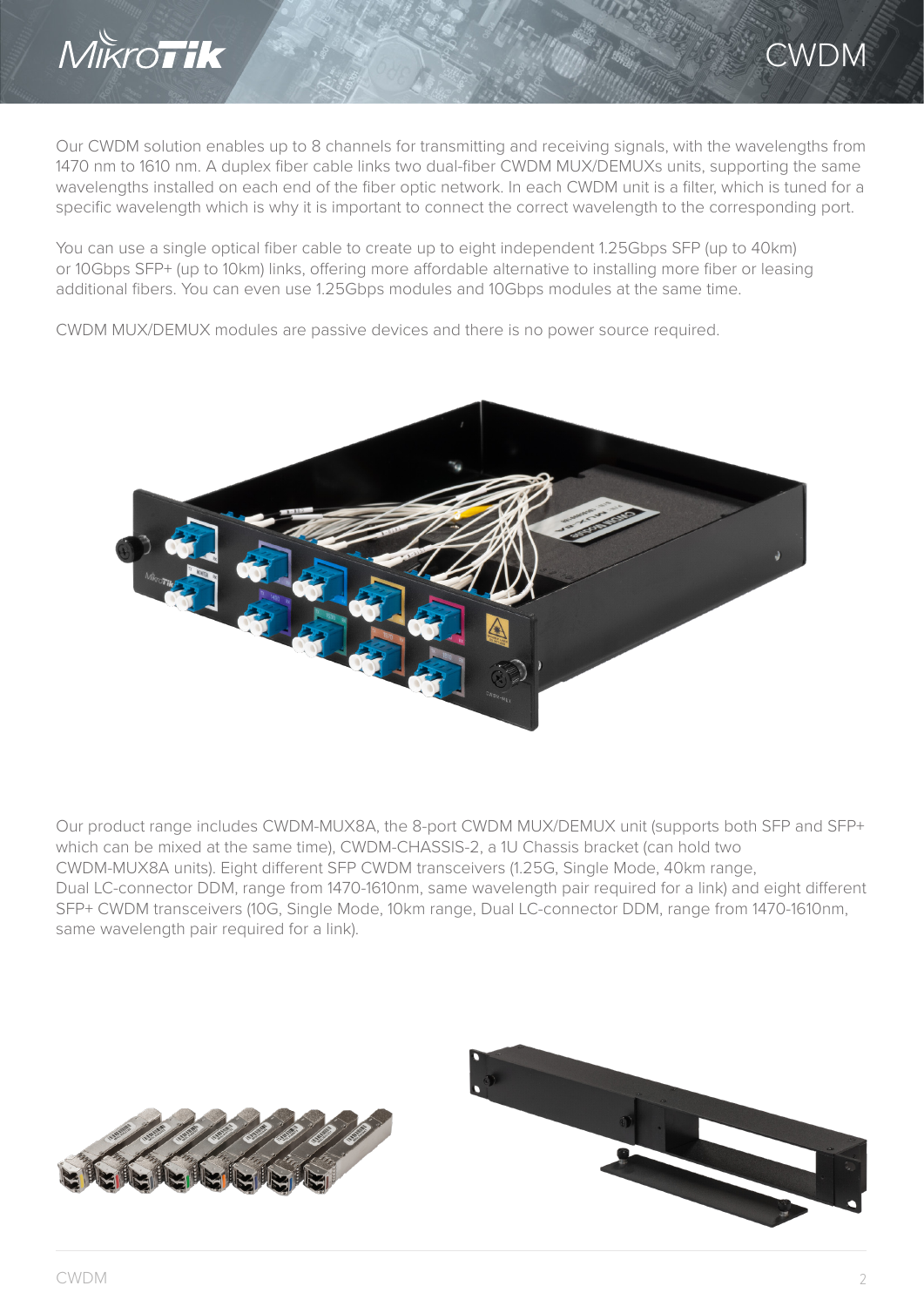Our CWDM solution enables up to 8 channels for transmitting and receiving signals, with the wavelengths from 1470 nm to 1610 nm. A duplex fiber cable links two dual-fiber CWDM MUX/DEMUXs units, supporting the same wavelengths installed on each end of the fiber optic network. In each CWDM unit is a filter, which is tuned for a specific wavelength which is why it is important to connect the correct wavelength to the corresponding port.

You can use a single optical fiber cable to create up to eight independent 1.25Gbps SFP (up to 40km) or 10Gbps SFP+ (up to 10km) links, offering more affordable alternative to installing more fiber or leasing additional fibers. You can even use 1.25Gbps modules and 10Gbps modules at the same time.

CWDM MUX/DEMUX modules are passive devices and there is no power source required.

Our product range includes CWDM-MUX8A, the 8-port CWDM MUX/DEMUX unit (supports both SFP and SFP+ which can be mixed at the same time), CWDM-CHASSIS-2, a 1U Chassis bracket (can hold two CWDM-MUX8A units). Eight different SFP CWDM transceivers (1.25G, Single Mode, 40km range, Dual LC-connector DDM, range from 1470-1610nm, same wavelength pair required for a link) and eight different SFP+ CWDM transceivers (10G, Single Mode, 10km range, Dual LC-connector DDM, range from 1470-1610nm, same wavelength pair required for a link).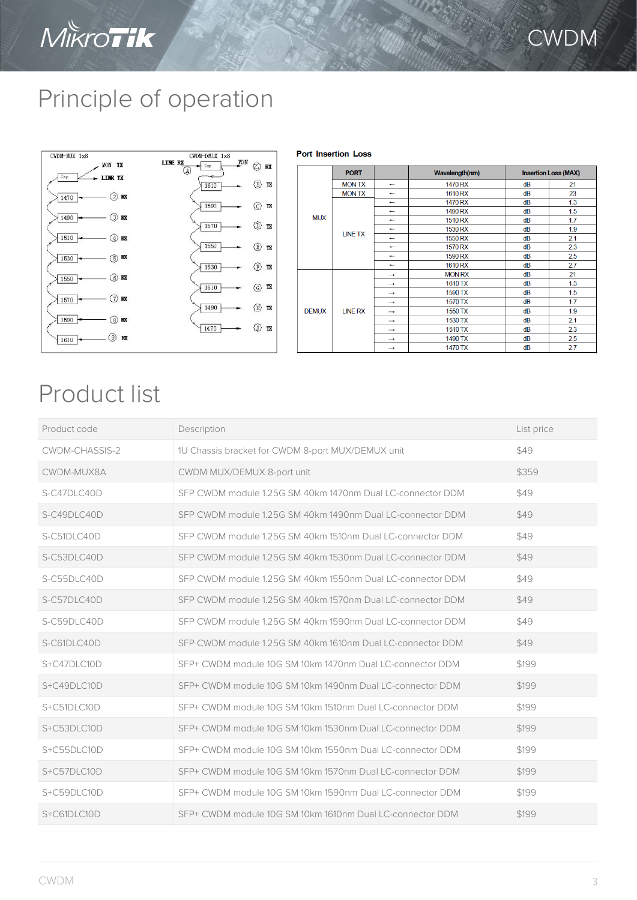# Principle of operation

CWDM-MUX 1x8

MON TX

LINE TX

Cop

1470 ② RX

1490 ③ RX

1510 ④ RX

1530 ⑤ RX

1550 ⑥ RX

1570 ⑦ RX

1590 ⑧ RX

1610 ⑨ RX

CWDM-DMUX 1x8

LINE RX

MON

Cop

Ⓐ

① RX

1610 Ⓑ TX

1590 Ⓒ TX

1570 Ⓓ TX

1550 Ⓔ TX

1530 Ⓕ TX

1510 Ⓖ TX

1490 Ⓗ TX

1470 Ⓘ TX

**Port Insertion Loss**

| | PORT | | Wavelength(nm) | Insertion Loss (MAX) | |
|---|---|---|---|---|---|
| MUX | MON TX | ← | 1470 RX | dB | 2.1 |
| | MON TX | ← | 1610 RX | dB | 2.3 |
| | LINE TX | ← | 1470 RX | dB | 1.3 |
| | | ← | 1490 RX | dB | 1.5 |
| | | ← | 1510 RX | dB | 1.7 |
| | | ← | 1530 RX | dB | 1.9 |
| | | ← | 1550 RX | dB | 2.1 |
| | | ← | 1570 RX | dB | 2.3 |
| | | ← | 1590 RX | dB | 2.5 |
| | | ← | 1610 RX | dB | 2.7 |
| DEMUX | LINE RX | → | MON RX | dB | 2.1 |
| | | → | 1610 TX | dB | 1.3 |
| | | → | 1590 TX | dB | 1.5 |
| | | → | 1570 TX | dB | 1.7 |
| | | → | 1550 TX | dB | 1.9 |
| | | → | 1530 TX | dB | 2.1 |
| | | → | 1510 TX | dB | 2.3 |
| | | → | 1490 TX | dB | 2.5 |
| | | → | 1470 TX | dB | 2.7 |

# Product list

| Product code | Description | List price |
|---|---|---|
| CWDM-CHASSIS-2 | 1U Chassis bracket for CWDM 8-port MUX/DEMUX unit | $49 |
| CWDM-MUX8A | CWDM MUX/DEMUX 8-port unit | $359 |
| S-C47DLC40D | SFP CWDM module 1.25G SM 40km 1470nm Dual LC-connector DDM | $49 |
| S-C49DLC40D | SFP CWDM module 1.25G SM 40km 1490nm Dual LC-connector DDM | $49 |
| S-C51DLC40D | SFP CWDM module 1.25G SM 40km 1510nm Dual LC-connector DDM | $49 |
| S-C53DLC40D | SFP CWDM module 1.25G SM 40km 1530nm Dual LC-connector DDM | $49 |
| S-C55DLC40D | SFP CWDM module 1.25G SM 40km 1550nm Dual LC-connector DDM | $49 |
| S-C57DLC40D | SFP CWDM module 1.25G SM 40km 1570nm Dual LC-connector DDM | $49 |
| S-C59DLC40D | SFP CWDM module 1.25G SM 40km 1590nm Dual LC-connector DDM | $49 |
| S-C61DLC40D | SFP CWDM module 1.25G SM 40km 1610nm Dual LC-connector DDM | $49 |
| S+C47DLC10D | SFP+ CWDM module 10G SM 10km 1470nm Dual LC-connector DDM | $199 |
| S+C49DLC10D | SFP+ CWDM module 10G SM 10km 1490nm Dual LC-connector DDM | $199 |
| S+C51DLC10D | SFP+ CWDM module 10G SM 10km 1510nm Dual LC-connector DDM | $199 |
| S+C53DLC10D | SFP+ CWDM module 10G SM 10km 1530nm Dual LC-connector DDM | $199 |
| S+C55DLC10D | SFP+ CWDM module 10G SM 10km 1550nm Dual LC-connector DDM | $199 |
| S+C57DLC10D | SFP+ CWDM module 10G SM 10km 1570nm Dual LC-connector DDM | $199 |
| S+C59DLC10D | SFP+ CWDM module 10G SM 10km 1590nm Dual LC-connector DDM | $199 |
| S+C61DLC10D | SFP+ CWDM module 10G SM 10km 1610nm Dual LC-connector DDM | $199 |